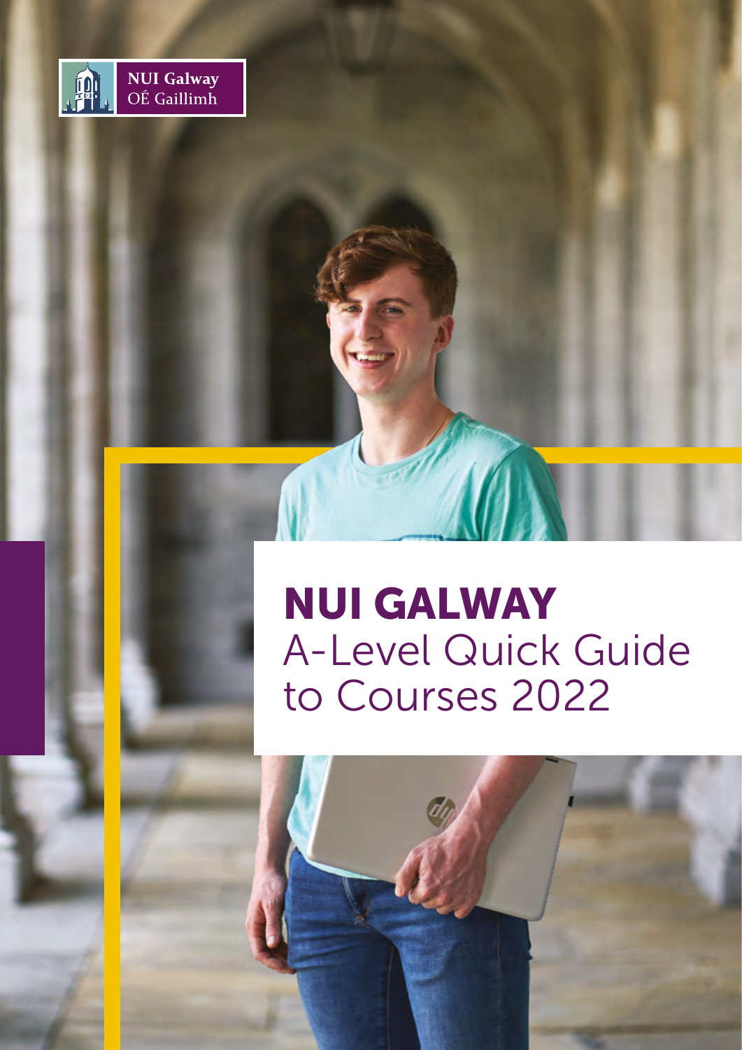NUI Galway
OÉ Gaillimh

# NUI GALWAY
## A-Level Quick Guide to Courses 2022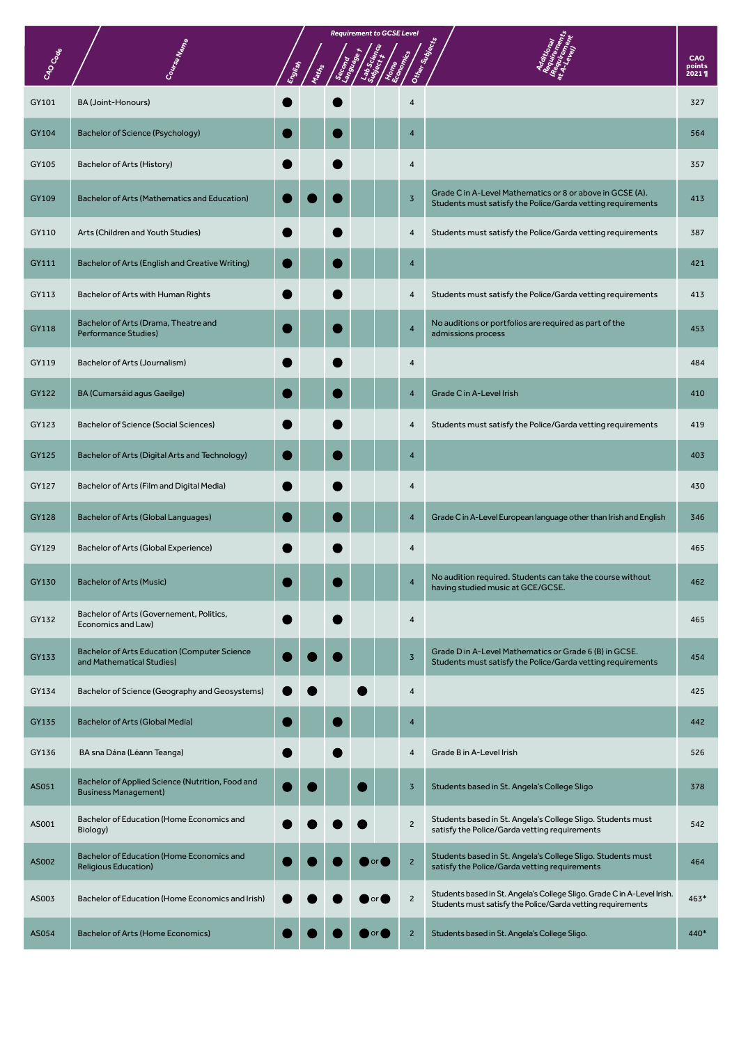| CAO Code | Course Name | Requirement to GCSE Level | | | | | | Additional Requirements (Requirement at A-Level) | CAO points 2021 ¶ |
|---|---|---|---|---|---|---|---|---|---|
| | | English | Maths | Second Language † | Lab Science Subject ‡ | Home Economics | Other Subjects | | |
| GY101 | BA (Joint-Honours) | ● | | ● | | | 4 | | 327 |
| GY104 | Bachelor of Science (Psychology) | ● | | ● | | | 4 | | 564 |
| GY105 | Bachelor of Arts (History) | ● | | ● | | | 4 | | 357 |
| GY109 | Bachelor of Arts (Mathematics and Education) | ● | ● | ● | | | 3 | Grade C in A-Level Mathematics or 8 or above in GCSE (A). Students must satisfy the Police/Garda vetting requirements | 413 |
| GY110 | Arts (Children and Youth Studies) | ● | | ● | | | 4 | Students must satisfy the Police/Garda vetting requirements | 387 |
| GY111 | Bachelor of Arts (English and Creative Writing) | ● | | ● | | | 4 | | 421 |
| GY113 | Bachelor of Arts with Human Rights | ● | | ● | | | 4 | Students must satisfy the Police/Garda vetting requirements | 413 |
| GY118 | Bachelor of Arts (Drama, Theatre and Performance Studies) | ● | | ● | | | 4 | No auditions or portfolios are required as part of the admissions process | 453 |
| GY119 | Bachelor of Arts (Journalism) | ● | | ● | | | 4 | | 484 |
| GY122 | BA (Cumarsáid agus Gaeilge) | ● | | ● | | | 4 | Grade C in A-Level Irish | 410 |
| GY123 | Bachelor of Science (Social Sciences) | ● | | ● | | | 4 | Students must satisfy the Police/Garda vetting requirements | 419 |
| GY125 | Bachelor of Arts (Digital Arts and Technology) | ● | | ● | | | 4 | | 403 |
| GY127 | Bachelor of Arts (Film and Digital Media) | ● | | ● | | | 4 | | 430 |
| GY128 | Bachelor of Arts (Global Languages) | ● | | ● | | | 4 | Grade C in A-Level European language other than Irish and English | 346 |
| GY129 | Bachelor of Arts (Global Experience) | ● | | ● | | | 4 | | 465 |
| GY130 | Bachelor of Arts (Music) | ● | | ● | | | 4 | No audition required. Students can take the course without having studied music at GCE/GCSE. | 462 |
| GY132 | Bachelor of Arts (Governement, Politics, Economics and Law) | ● | | ● | | | 4 | | 465 |
| GY133 | Bachelor of Arts Education (Computer Science and Mathematical Studies) | ● | ● | ● | | | 3 | Grade D in A-Level Mathematics or Grade 6 (B) in GCSE. Students must satisfy the Police/Garda vetting requirements | 454 |
| GY134 | Bachelor of Science (Geography and Geosystems) | ● | ● | | ● | | 4 | | 425 |
| GY135 | Bachelor of Arts (Global Media) | ● | | ● | | | 4 | | 442 |
| GY136 | BA sna Dána (Léann Teanga) | ● | | ● | | | 4 | Grade B in A-Level Irish | 526 |
| AS051 | Bachelor of Applied Science (Nutrition, Food and Business Management) | ● | ● | | ● | | 3 | Students based in St. Angela's College Sligo | 378 |
| AS001 | Bachelor of Education (Home Economics and Biology) | ● | ● | ● | ● | | 2 | Students based in St. Angela's College Sligo. Students must satisfy the Police/Garda vetting requirements | 542 |
| AS002 | Bachelor of Education (Home Economics and Religious Education) | ● | ● | ● | ● or ● | | 2 | Students based in St. Angela's College Sligo. Students must satisfy the Police/Garda vetting requirements | 464 |
| AS003 | Bachelor of Education (Home Economics and Irish) | ● | ● | ● | ● or ● | | 2 | Students based in St. Angela's College Sligo. Grade C in A-Level Irish. Students must satisfy the Police/Garda vetting requirements | 463* |
| AS054 | Bachelor of Arts (Home Economics) | ● | ● | ● | ● or ● | | 2 | Students based in St. Angela's College Sligo. | 440* |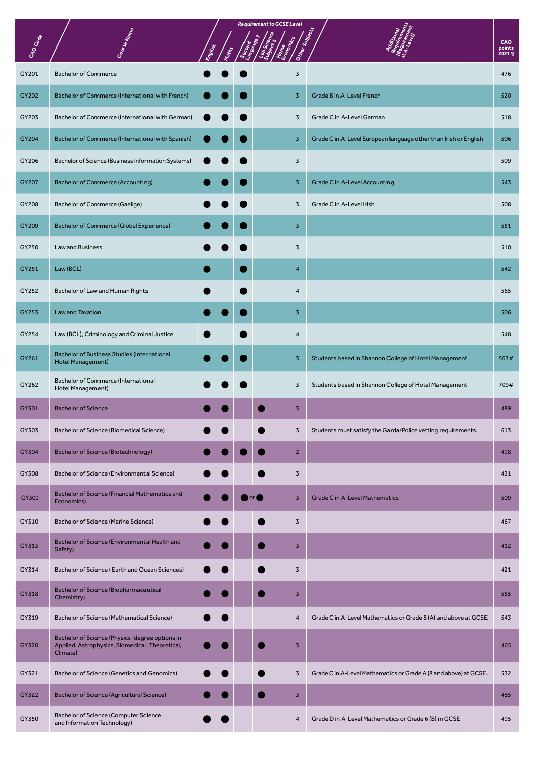| CAO Code | Course Name | Requirement to GCSE Level | | | | | | Additional Requirements (Requirement at A-Level) | CAO points 2021 ¶ |
|---|---|---|---|---|---|---|---|---|---|
| | | English | Maths | Second Language † | Lab Science Subject ‡ | Home Economics | Other Subjects | | |
| GY201 | Bachelor of Commerce | ● | ● | ● | | | 3 | | 476 |
| GY202 | Bachelor of Commerce (International with French) | ● | ● | ● | | | 3 | Grade B in A-Level French | 520 |
| GY203 | Bachelor of Commerce (International with German) | ● | ● | ● | | | 3 | Grade C in A-Level German | 518 |
| GY204 | Bachelor of Commerce (International with Spanish) | ● | ● | ● | | | 3 | Grade C in A-Level European language other than Irish or English | 506 |
| GY206 | Bachelor of Science (Business Information Systems) | ● | ● | ● | | | 3 | | 509 |
| GY207 | Bachelor of Commerce (Accounting) | ● | ● | ● | | | 3 | Grade C in A-Level Accounting | 543 |
| GY208 | Bachelor of Commerce (Gaeilge) | ● | ● | ● | | | 3 | Grade C in A-Level Irish | 508 |
| GY209 | Bachelor of Commerce (Global Experience) | ● | ● | ● | | | 3 | | 551 |
| GY250 | Law and Business | ● | ● | ● | | | 3 | | 510 |
| GY251 | Law (BCL) | ● | | ● | | | 4 | | 542 |
| GY252 | Bachelor of Law and Human Rights | ● | | ● | | | 4 | | 565 |
| GY253 | Law and Taxation | ● | ● | ● | | | 3 | | 506 |
| GY254 | Law (BCL), Criminology and Criminal Justice | ● | | ● | | | 4 | | 548 |
| GY261 | Bachelor of Business Studies (International Hotel Management) | ● | ● | ● | | | 3 | Students based in Shannon College of Hotel Management | 503# |
| GY262 | Bachelor of Commerce (International Hotel Management) | ● | ● | ● | | | 3 | Students based in Shannon College of Hotel Management | 709# |
| GY301 | Bachelor of Science | ● | ● | | ● | | 3 | | 489 |
| GY303 | Bachelor of Science (Biomedical Science) | ● | ● | | ● | | 3 | Students must satisfy the Garda/Police vetting requirements. | 613 |
| GY304 | Bachelor of Science (Biotechnology) | ● | ● | ● | ● | | 2 | | 498 |
| GY308 | Bachelor of Science (Environmental Science) | ● | ● | | ● | | 3 | | 431 |
| GY309 | Bachelor of Science (Financial Mathematics and Economics) | ● | ● | ● or | ● | | 3 | Grade C in A-Level Mathematics | 509 |
| GY310 | Bachelor of Science (Marine Science) | ● | ● | | ● | | 3 | | 467 |
| GY313 | Bachelor of Science (Environmental Health and Safety) | ● | ● | | ● | | 3 | | 412 |
| GY314 | Bachelor of Science ( Earth and Ocean Sciences) | ● | ● | | ● | | 3 | | 421 |
| GY318 | Bachelor of Science (Biopharmaceutical Chemistry) | ● | ● | | ● | | 3 | | 555 |
| GY319 | Bachelor of Science (Mathematical Science) | ● | ● | | | | 4 | Grade C in A-Level Mathematics or Grade 8 (A) and above at GCSE | 543 |
| GY320 | Bachelor of Science (Physics–degree options in Applied, Astrophysics, Biomedical, Theoretical, Climate) | ● | ● | | ● | | 3 | | 465 |
| GY321 | Bachelor of Science (Genetics and Genomics) | ● | ● | | ● | | 3 | Grade C in A-Level Mathematics or Grade A (8 and above) at GCSE. | 532 |
| GY322 | Bachelor of Science (Agricultural Science) | ● | ● | | ● | | 3 | | 485 |
| GY350 | Bachelor of Science (Computer Science and Information Technology) | ● | ● | | | | 4 | Grade D in A-Level Mathematics or Grade 6 (B) in GCSE | 495 |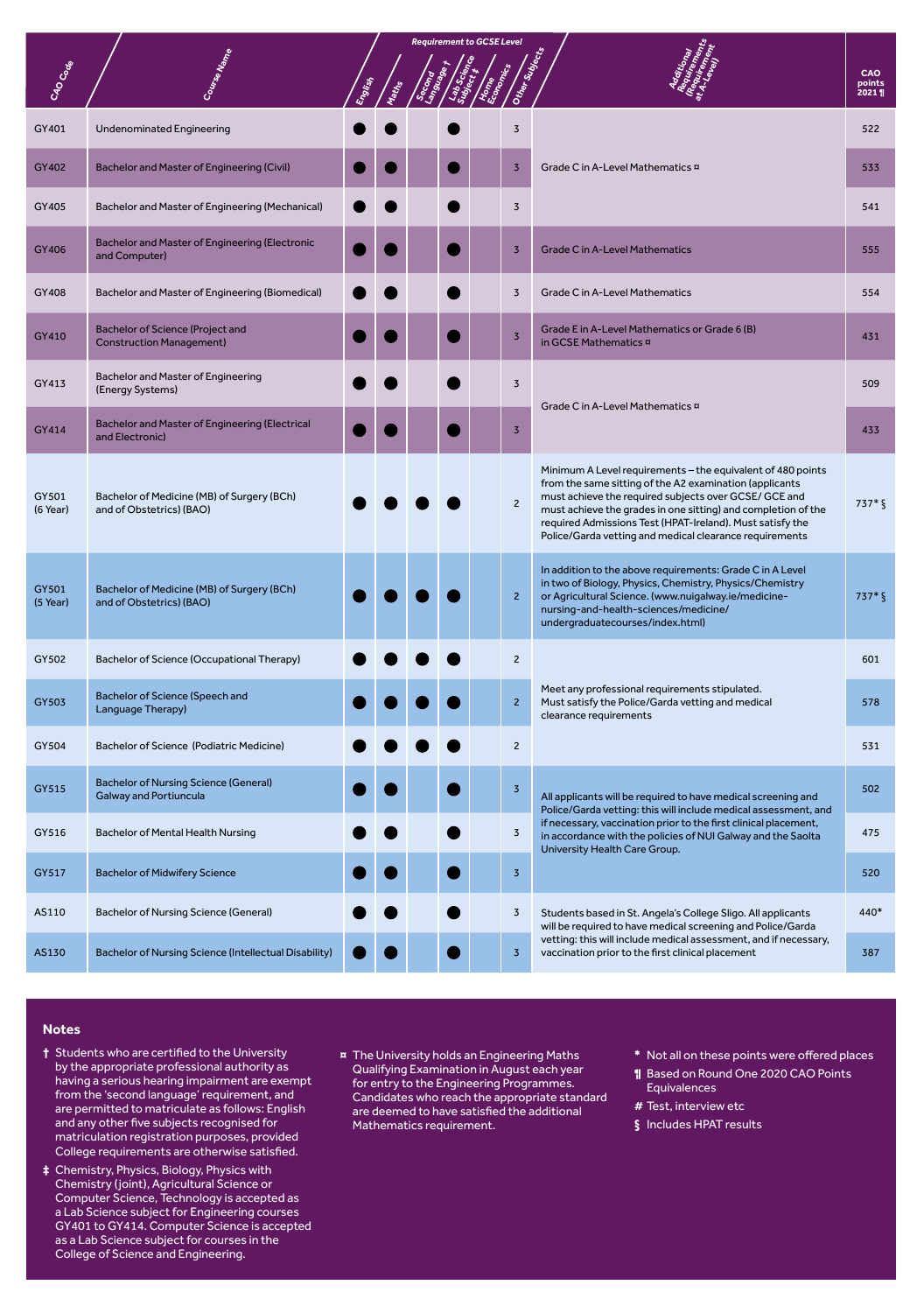| CAO Code | Course Name | Requirement to GCSE Level: English | Maths | Second Language † | Lab Science Subject ‡ | Home Economics | Other Subjects | Additional Requirements (Requirement at A-Level) | CAO points 2021 ¶ |
|---|---|---|---|---|---|---|---|---|---|
| GY401 | Undenominated Engineering | ● | ● | | ● | | 3 | Grade C in A-Level Mathematics ¤ | 522 |
| GY402 | Bachelor and Master of Engineering (Civil) | ● | ● | | ● | | 3 | Grade C in A-Level Mathematics ¤ | 533 |
| GY405 | Bachelor and Master of Engineering (Mechanical) | ● | ● | | ● | | 3 | Grade C in A-Level Mathematics ¤ | 541 |
| GY406 | Bachelor and Master of Engineering (Electronic and Computer) | ● | ● | | ● | | 3 | Grade C in A-Level Mathematics | 555 |
| GY408 | Bachelor and Master of Engineering (Biomedical) | ● | ● | | ● | | 3 | Grade C in A-Level Mathematics | 554 |
| GY410 | Bachelor of Science (Project and Construction Management) | ● | ● | | ● | | 3 | Grade E in A-Level Mathematics or Grade 6 (B) in GCSE Mathematics ¤ | 431 |
| GY413 | Bachelor and Master of Engineering (Energy Systems) | ● | ● | | ● | | 3 | Grade C in A-Level Mathematics ¤ | 509 |
| GY414 | Bachelor and Master of Engineering (Electrical and Electronic) | ● | ● | | ● | | 3 | Grade C in A-Level Mathematics ¤ | 433 |
| GY501 (6 Year) | Bachelor of Medicine (MB) of Surgery (BCh) and of Obstetrics) (BAO) | ● | ● | ● | ● | | 2 | Minimum A Level requirements – the equivalent of 480 points from the same sitting of the A2 examination (applicants must achieve the required subjects over GCSE/ GCE and must achieve the grades in one sitting) and completion of the required Admissions Test (HPAT-Ireland). Must satisfy the Police/Garda vetting and medical clearance requirements | 737* § |
| GY501 (5 Year) | Bachelor of Medicine (MB) of Surgery (BCh) and of Obstetrics) (BAO) | ● | ● | ● | ● | | 2 | In addition to the above requirements: Grade C in A Level in two of Biology, Physics, Chemistry, Physics/Chemistry or Agricultural Science. (www.nuigalway.ie/medicine-nursing-and-health-sciences/medicine/undergraduatecourses/index.html) | 737* § |
| GY502 | Bachelor of Science (Occupational Therapy) | ● | ● | ● | ● | | 2 | Meet any professional requirements stipulated. Must satisfy the Police/Garda vetting and medical clearance requirements | 601 |
| GY503 | Bachelor of Science (Speech and Language Therapy) | ● | ● | ● | ● | | 2 | Meet any professional requirements stipulated. Must satisfy the Police/Garda vetting and medical clearance requirements | 578 |
| GY504 | Bachelor of Science (Podiatric Medicine) | ● | ● | ● | ● | | 2 | Meet any professional requirements stipulated. Must satisfy the Police/Garda vetting and medical clearance requirements | 531 |
| GY515 | Bachelor of Nursing Science (General) Galway and Portiuncula | ● | ● | | ● | | 3 | All applicants will be required to have medical screening and Police/Garda vetting: this will include medical assessment, and if necessary, vaccination prior to the first clinical placement, in accordance with the policies of NUI Galway and the Saolta University Health Care Group. | 502 |
| GY516 | Bachelor of Mental Health Nursing | ● | ● | | ● | | 3 | All applicants will be required to have medical screening and Police/Garda vetting: this will include medical assessment, and if necessary, vaccination prior to the first clinical placement, in accordance with the policies of NUI Galway and the Saolta University Health Care Group. | 475 |
| GY517 | Bachelor of Midwifery Science | ● | ● | | ● | | 3 | All applicants will be required to have medical screening and Police/Garda vetting: this will include medical assessment, and if necessary, vaccination prior to the first clinical placement, in accordance with the policies of NUI Galway and the Saolta University Health Care Group. | 520 |
| AS110 | Bachelor of Nursing Science (General) | ● | ● | | ● | | 3 | Students based in St. Angela's College Sligo. All applicants will be required to have medical screening and Police/Garda vetting: this will include medical assessment, and if necessary, vaccination prior to the first clinical placement | 440* |
| AS130 | Bachelor of Nursing Science (Intellectual Disability) | ● | ● | | ● | | 3 | Students based in St. Angela's College Sligo. All applicants will be required to have medical screening and Police/Garda vetting: this will include medical assessment, and if necessary, vaccination prior to the first clinical placement | 387 |

## Notes

† Students who are certified to the University by the appropriate professional authority as having a serious hearing impairment are exempt from the 'second language' requirement, and are permitted to matriculate as follows: English and any other five subjects recognised for matriculation registration purposes, provided College requirements are otherwise satisfied.

‡ Chemistry, Physics, Biology, Physics with Chemistry (joint), Agricultural Science or Computer Science, Technology is accepted as a Lab Science subject for Engineering courses GY401 to GY414. Computer Science is accepted as a Lab Science subject for courses in the College of Science and Engineering.

¤ The University holds an Engineering Maths Qualifying Examination in August each year for entry to the Engineering Programmes. Candidates who reach the appropriate standard are deemed to have satisfied the additional Mathematics requirement.

\* Not all on these points were offered places

¶ Based on Round One 2020 CAO Points Equivalences

\# Test, interview etc

§ Includes HPAT results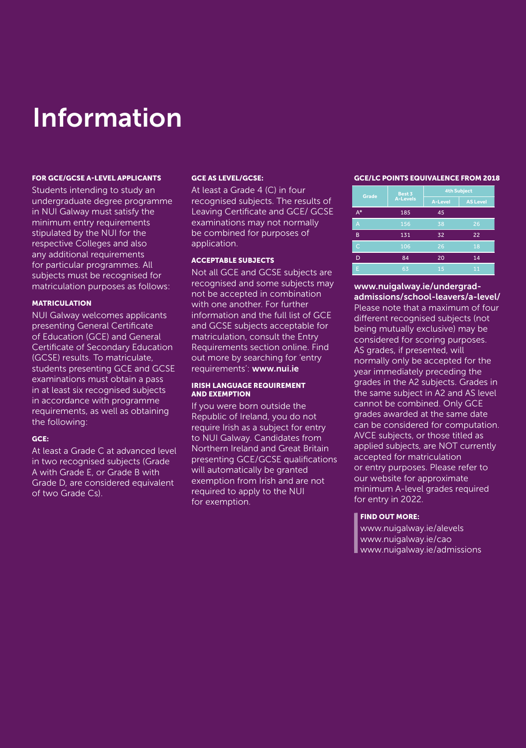# Information

#### FOR GCE/GCSE A-LEVEL APPLICANTS

Students intending to study an undergraduate degree programme in NUI Galway must satisfy the minimum entry requirements stipulated by the NUI for the respective Colleges and also any additional requirements for particular programmes. All subjects must be recognised for matriculation purposes as follows:

#### MATRICULATION

NUI Galway welcomes applicants presenting General Certificate of Education (GCE) and General Certificate of Secondary Education (GCSE) results. To matriculate, students presenting GCE and GCSE examinations must obtain a pass in at least six recognised subjects in accordance with programme requirements, as well as obtaining the following:

#### GCE:

At least a Grade C at advanced level in two recognised subjects (Grade A with Grade E, or Grade B with Grade D, are considered equivalent of two Grade Cs).

#### GCE AS LEVEL/GCSE:

At least a Grade 4 (C) in four recognised subjects. The results of Leaving Certificate and GCE/ GCSE examinations may not normally be combined for purposes of application.

#### ACCEPTABLE SUBJECTS

Not all GCE and GCSE subjects are recognised and some subjects may not be accepted in combination with one another. For further information and the full list of GCE and GCSE subjects acceptable for matriculation, consult the Entry Requirements section online. Find out more by searching for 'entry requirements': **www.nui.ie**

#### IRISH LANGUAGE REQUIREMENT AND EXEMPTION

If you were born outside the Republic of Ireland, you do not require Irish as a subject for entry to NUI Galway. Candidates from Northern Ireland and Great Britain presenting GCE/GCSE qualifications will automatically be granted exemption from Irish and are not required to apply to the NUI for exemption.

#### GCE/LC POINTS EQUIVALENCE FROM 2018

| Grade | Best 3 A-Levels | 4th Subject | |
|---|---|---|---|
| | | A-Level | AS Level |
| A* | 185 | 45 | |
| A | 156 | 38 | 26 |
| B | 131 | 32 | 22 |
| C | 106 | 26 | 18 |
| D | 84 | 20 | 14 |
| E | 63 | 15 | 11 |

**www.nuigalway.ie/undergrad-admissions/school-leavers/a-level/**

Please note that a maximum of four different recognised subjects (not being mutually exclusive) may be considered for scoring purposes. AS grades, if presented, will normally only be accepted for the year immediately preceding the grades in the A2 subjects. Grades in the same subject in A2 and AS level cannot be combined. Only GCE grades awarded at the same date can be considered for computation. AVCE subjects, or those titled as applied subjects, are NOT currently accepted for matriculation or entry purposes. Please refer to our website for approximate minimum A-level grades required for entry in 2022.

#### FIND OUT MORE:

www.nuigalway.ie/alevels
www.nuigalway.ie/cao
www.nuigalway.ie/admissions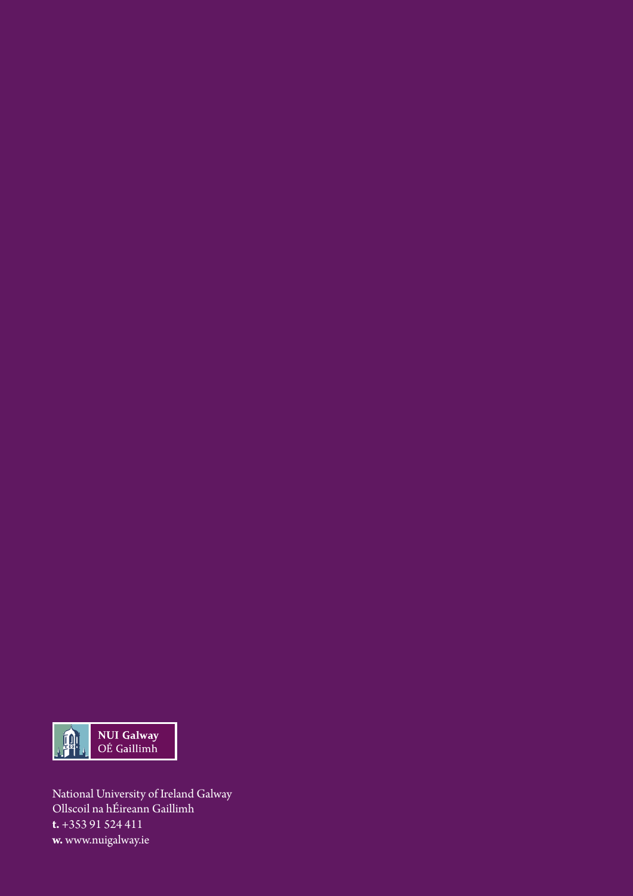NUI Galway
OÉ Gaillimh

National University of Ireland Galway
Ollscoil na hÉireann Gaillimh
**t.** +353 91 524 411
**w.** www.nuigalway.ie